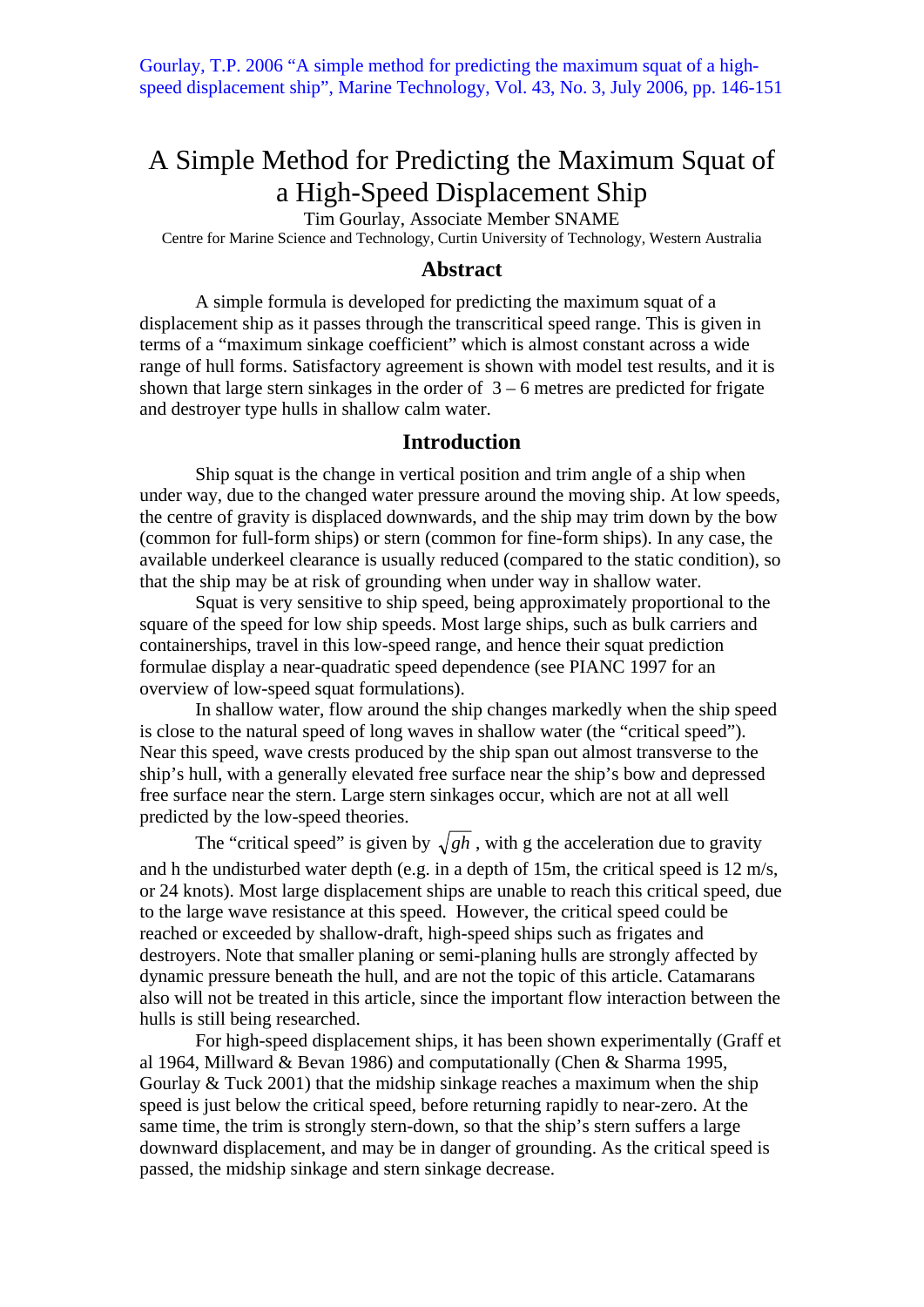Gourlay, T.P. 2006 "A simple method for predicting the maximum squat of a high-speed displacement ship", Marine Technology, Vol. 43, No. 3, July 2006, pp. 146-151

# A Simple Method for Predicting the Maximum Squat of a High-Speed Displacement Ship

Tim Gourlay, Associate Member SNAME

Centre for Marine Science and Technology, Curtin University of Technology, Western Australia

## Abstract

A simple formula is developed for predicting the maximum squat of a displacement ship as it passes through the transcritical speed range. This is given in terms of a "maximum sinkage coefficient" which is almost constant across a wide range of hull forms. Satisfactory agreement is shown with model test results, and it is shown that large stern sinkages in the order of 3 – 6 metres are predicted for frigate and destroyer type hulls in shallow calm water.

## Introduction

Ship squat is the change in vertical position and trim angle of a ship when under way, due to the changed water pressure around the moving ship. At low speeds, the centre of gravity is displaced downwards, and the ship may trim down by the bow (common for full-form ships) or stern (common for fine-form ships). In any case, the available underkeel clearance is usually reduced (compared to the static condition), so that the ship may be at risk of grounding when under way in shallow water.

Squat is very sensitive to ship speed, being approximately proportional to the square of the speed for low ship speeds. Most large ships, such as bulk carriers and containerships, travel in this low-speed range, and hence their squat prediction formulae display a near-quadratic speed dependence (see PIANC 1997 for an overview of low-speed squat formulations).

In shallow water, flow around the ship changes markedly when the ship speed is close to the natural speed of long waves in shallow water (the "critical speed"). Near this speed, wave crests produced by the ship span out almost transverse to the ship's hull, with a generally elevated free surface near the ship's bow and depressed free surface near the stern. Large stern sinkages occur, which are not at all well predicted by the low-speed theories.

The "critical speed" is given by $\sqrt{gh}$ , with g the acceleration due to gravity and h the undisturbed water depth (e.g. in a depth of 15m, the critical speed is 12 m/s, or 24 knots). Most large displacement ships are unable to reach this critical speed, due to the large wave resistance at this speed. However, the critical speed could be reached or exceeded by shallow-draft, high-speed ships such as frigates and destroyers. Note that smaller planing or semi-planing hulls are strongly affected by dynamic pressure beneath the hull, and are not the topic of this article. Catamarans also will not be treated in this article, since the important flow interaction between the hulls is still being researched.

For high-speed displacement ships, it has been shown experimentally (Graff et al 1964, Millward & Bevan 1986) and computationally (Chen & Sharma 1995, Gourlay & Tuck 2001) that the midship sinkage reaches a maximum when the ship speed is just below the critical speed, before returning rapidly to near-zero. At the same time, the trim is strongly stern-down, so that the ship's stern suffers a large downward displacement, and may be in danger of grounding. As the critical speed is passed, the midship sinkage and stern sinkage decrease.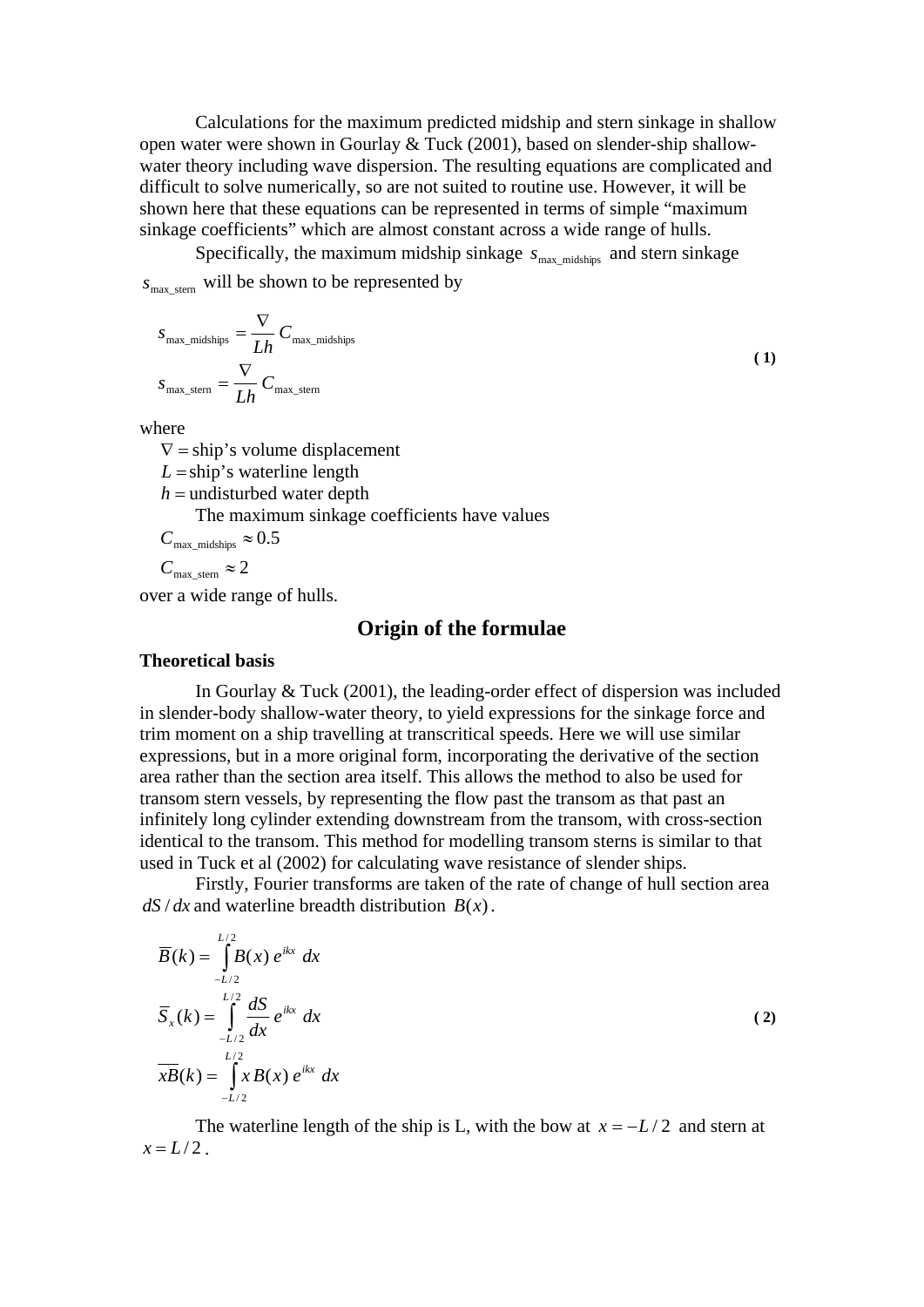Calculations for the maximum predicted midship and stern sinkage in shallow open water were shown in Gourlay & Tuck (2001), based on slender-ship shallow-water theory including wave dispersion. The resulting equations are complicated and difficult to solve numerically, so are not suited to routine use. However, it will be shown here that these equations can be represented in terms of simple "maximum sinkage coefficients" which are almost constant across a wide range of hulls.

Specifically, the maximum midship sinkage $s_{\text{max\_midships}}$ and stern sinkage $s_{\text{max\_stern}}$ will be shown to be represented by

$$
\begin{aligned}
s_{\text{max\_midships}} &= \frac{\nabla}{Lh} C_{\text{max\_midships}} \\
s_{\text{max\_stern}} &= \frac{\nabla}{Lh} C_{\text{max\_stern}}
\end{aligned}
\tag{1}
$$

where

$\nabla =$ ship's volume displacement

$L =$ ship's waterline length

$h =$ undisturbed water depth

The maximum sinkage coefficients have values

$C_{\text{max\_midships}} \approx 0.5$

$C_{\text{max\_stern}} \approx 2$

over a wide range of hulls.

## Origin of the formulae

### Theoretical basis

In Gourlay & Tuck (2001), the leading-order effect of dispersion was included in slender-body shallow-water theory, to yield expressions for the sinkage force and trim moment on a ship travelling at transcritical speeds. Here we will use similar expressions, but in a more original form, incorporating the derivative of the section area rather than the section area itself. This allows the method to also be used for transom stern vessels, by representing the flow past the transom as that past an infinitely long cylinder extending downstream from the transom, with cross-section identical to the transom. This method for modelling transom sterns is similar to that used in Tuck et al (2002) for calculating wave resistance of slender ships.

Firstly, Fourier transforms are taken of the rate of change of hull section area $dS/dx$ and waterline breadth distribution $B(x)$.

$$
\begin{aligned}
\overline{B}(k) &= \int_{-L/2}^{L/2} B(x)\, e^{ikx}\, dx \\
\overline{S}_x(k) &= \int_{-L/2}^{L/2} \frac{dS}{dx}\, e^{ikx}\, dx \\
\overline{xB}(k) &= \int_{-L/2}^{L/2} x\, B(x)\, e^{ikx}\, dx
\end{aligned}
\tag{2}
$$

The waterline length of the ship is L, with the bow at $x = -L/2$ and stern at $x = L/2$.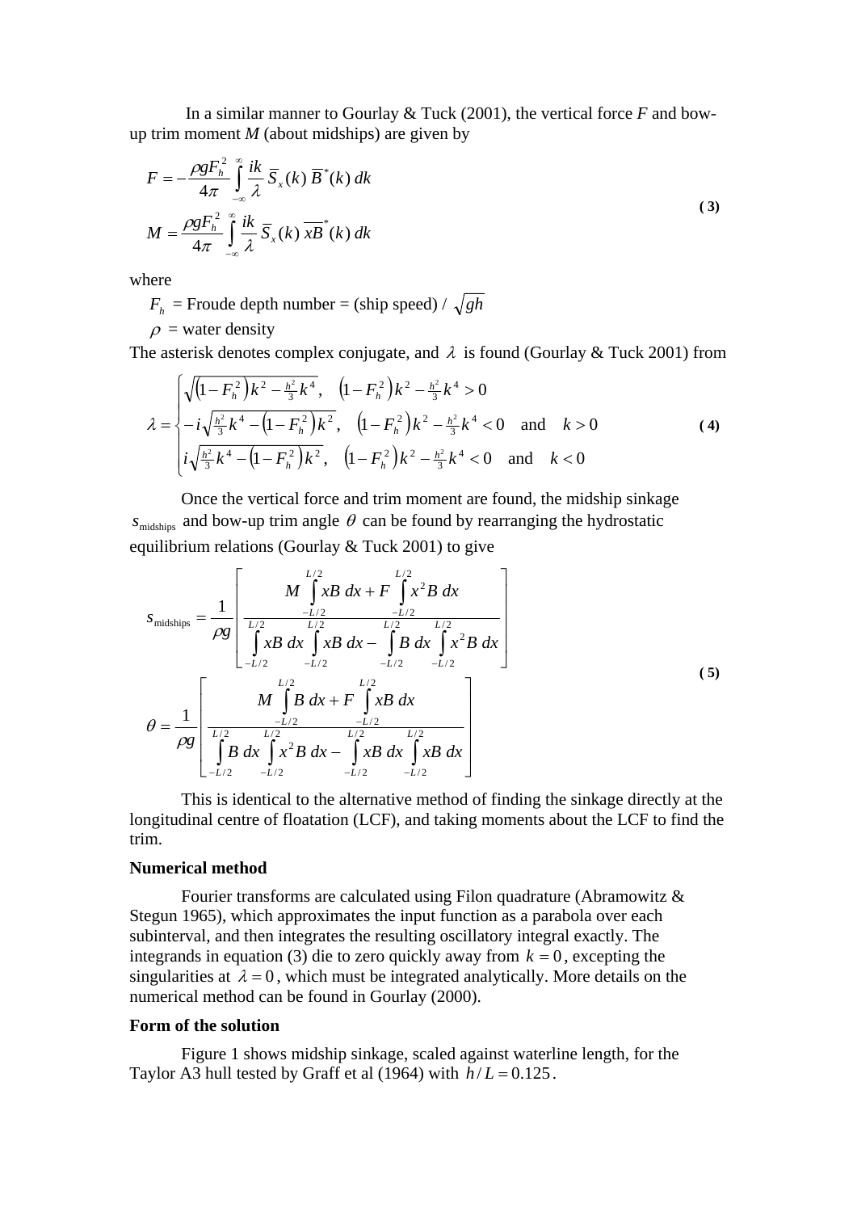In a similar manner to Gourlay & Tuck (2001), the vertical force $F$ and bow-up trim moment $M$ (about midships) are given by

$$
\begin{aligned}
F &= -\frac{\rho g F_h^2}{4\pi} \int_{-\infty}^{\infty} \frac{ik}{\lambda} \, \overline{S}_x(k) \, \overline{B}^*(k) \, dk \\
M &= \frac{\rho g F_h^2}{4\pi} \int_{-\infty}^{\infty} \frac{ik}{\lambda} \, \overline{S}_x(k) \, \overline{xB}^*(k) \, dk
\end{aligned}
\tag{3}
$$

where

$F_h$ = Froude depth number = (ship speed) / $\sqrt{gh}$

$\rho$ = water density

The asterisk denotes complex conjugate, and $\lambda$ is found (Gourlay & Tuck 2001) from

$$
\lambda = \begin{cases}
\sqrt{\left(1 - F_h^2\right)k^2 - \frac{h^2}{3}k^4}, & \left(1 - F_h^2\right)k^2 - \frac{h^2}{3}k^4 > 0 \\
-i\sqrt{\frac{h^2}{3}k^4 - \left(1 - F_h^2\right)k^2}, & \left(1 - F_h^2\right)k^2 - \frac{h^2}{3}k^4 < 0 \quad \text{and} \quad k > 0 \\
i\sqrt{\frac{h^2}{3}k^4 - \left(1 - F_h^2\right)k^2}, & \left(1 - F_h^2\right)k^2 - \frac{h^2}{3}k^4 < 0 \quad \text{and} \quad k < 0
\end{cases}
\tag{4}
$$

Once the vertical force and trim moment are found, the midship sinkage $s_{\text{midships}}$ and bow-up trim angle $\theta$ can be found by rearranging the hydrostatic equilibrium relations (Gourlay & Tuck 2001) to give

$$
\begin{aligned}
s_{\text{midships}} &= \frac{1}{\rho g}\left[\frac{M \int_{-L/2}^{L/2} xB \, dx + F \int_{-L/2}^{L/2} x^2 B \, dx}{\int_{-L/2}^{L/2} xB \, dx \int_{-L/2}^{L/2} xB \, dx - \int_{-L/2}^{L/2} B \, dx \int_{-L/2}^{L/2} x^2 B \, dx}\right] \\
\theta &= \frac{1}{\rho g}\left[\frac{M \int_{-L/2}^{L/2} B \, dx + F \int_{-L/2}^{L/2} xB \, dx}{\int_{-L/2}^{L/2} B \, dx \int_{-L/2}^{L/2} x^2 B \, dx - \int_{-L/2}^{L/2} xB \, dx \int_{-L/2}^{L/2} xB \, dx}\right]
\end{aligned}
\tag{5}
$$

This is identical to the alternative method of finding the sinkage directly at the longitudinal centre of floatation (LCF), and taking moments about the LCF to find the trim.

**Numerical method**

Fourier transforms are calculated using Filon quadrature (Abramowitz & Stegun 1965), which approximates the input function as a parabola over each subinterval, and then integrates the resulting oscillatory integral exactly. The integrands in equation (3) die to zero quickly away from $k = 0$, excepting the singularities at $\lambda = 0$, which must be integrated analytically. More details on the numerical method can be found in Gourlay (2000).

**Form of the solution**

Figure 1 shows midship sinkage, scaled against waterline length, for the Taylor A3 hull tested by Graff et al (1964) with $h/L = 0.125$.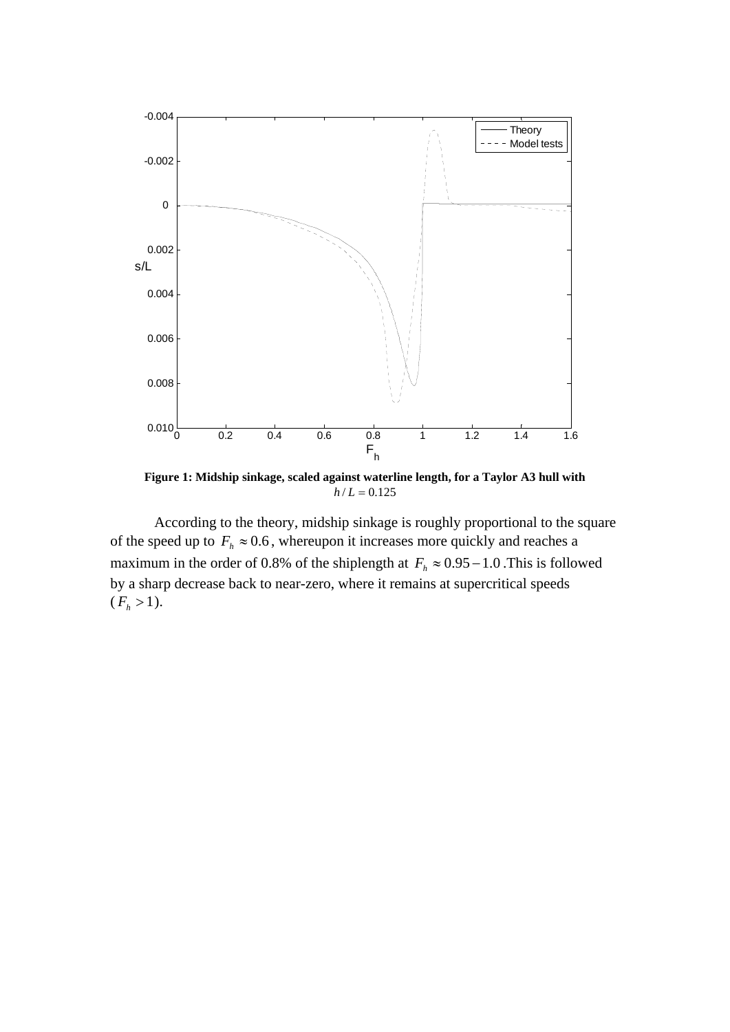**Figure 1: Midship sinkage, scaled against waterline length, for a Taylor A3 hull with $h/L = 0.125$**

According to the theory, midship sinkage is roughly proportional to the square of the speed up to $F_h \approx 0.6$, whereupon it increases more quickly and reaches a maximum in the order of 0.8% of the shiplength at $F_h \approx 0.95 - 1.0$. This is followed by a sharp decrease back to near-zero, where it remains at supercritical speeds ($F_h > 1$).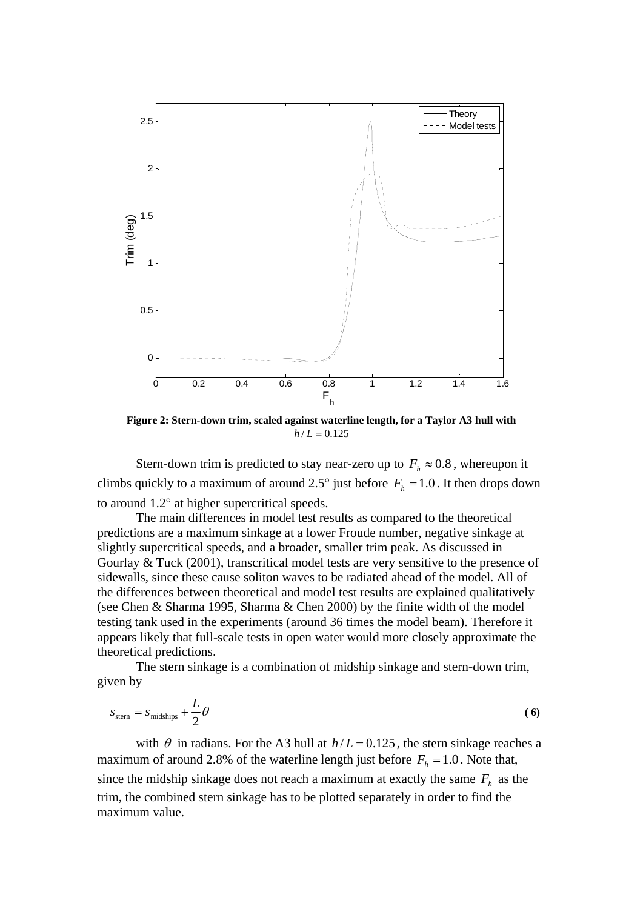**Figure 2: Stern-down trim, scaled against waterline length, for a Taylor A3 hull with $h/L = 0.125$**

Stern-down trim is predicted to stay near-zero up to $F_h \approx 0.8$, whereupon it climbs quickly to a maximum of around 2.5° just before $F_h = 1.0$. It then drops down to around 1.2° at higher supercritical speeds.

The main differences in model test results as compared to the theoretical predictions are a maximum sinkage at a lower Froude number, negative sinkage at slightly supercritical speeds, and a broader, smaller trim peak. As discussed in Gourlay & Tuck (2001), transcritical model tests are very sensitive to the presence of sidewalls, since these cause soliton waves to be radiated ahead of the model. All of the differences between theoretical and model test results are explained qualitatively (see Chen & Sharma 1995, Sharma & Chen 2000) by the finite width of the model testing tank used in the experiments (around 36 times the model beam). Therefore it appears likely that full-scale tests in open water would more closely approximate the theoretical predictions.

The stern sinkage is a combination of midship sinkage and stern-down trim, given by

$$s_{\text{stern}} = s_{\text{midships}} + \frac{L}{2}\theta \tag{6}$$

with $\theta$ in radians. For the A3 hull at $h/L = 0.125$, the stern sinkage reaches a maximum of around 2.8% of the waterline length just before $F_h = 1.0$. Note that, since the midship sinkage does not reach a maximum at exactly the same $F_h$ as the trim, the combined stern sinkage has to be plotted separately in order to find the maximum value.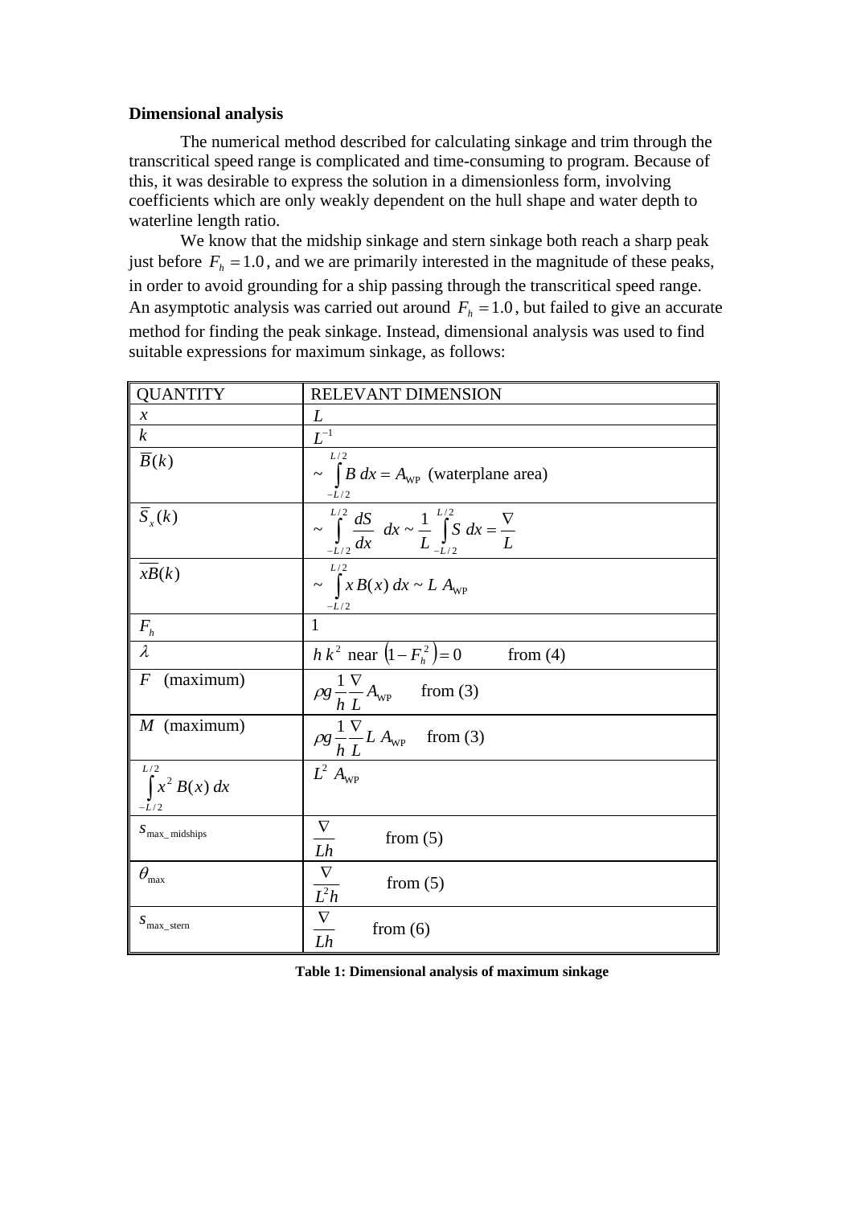**Dimensional analysis**

The numerical method described for calculating sinkage and trim through the transcritical speed range is complicated and time-consuming to program. Because of this, it was desirable to express the solution in a dimensionless form, involving coefficients which are only weakly dependent on the hull shape and water depth to waterline length ratio.

We know that the midship sinkage and stern sinkage both reach a sharp peak just before $F_h = 1.0$, and we are primarily interested in the magnitude of these peaks, in order to avoid grounding for a ship passing through the transcritical speed range. An asymptotic analysis was carried out around $F_h = 1.0$, but failed to give an accurate method for finding the peak sinkage. Instead, dimensional analysis was used to find suitable expressions for maximum sinkage, as follows:

| QUANTITY | RELEVANT DIMENSION |
|---|---|
| $x$ | $L$ |
| $k$ | $L^{-1}$ |
| $\overline{B}(k)$ | $\sim \int_{-L/2}^{L/2} B \, dx = A_{\mathrm{WP}}$ (waterplane area) |
| $\overline{S}_x(k)$ | $\sim \int_{-L/2}^{L/2} \frac{dS}{dx} \, dx \sim \frac{1}{L} \int_{-L/2}^{L/2} S \, dx = \frac{\nabla}{L}$ |
| $\overline{xB}(k)$ | $\sim \int_{-L/2}^{L/2} x \, B(x) \, dx \sim L \, A_{\mathrm{WP}}$ |
| $F_h$ | 1 |
| $\lambda$ | $h \, k^2$ near $\left(1 - F_h^2\right) = 0$ from (4) |
| $F$ (maximum) | $\rho g \frac{1}{h} \frac{\nabla}{L} A_{\mathrm{WP}}$ from (3) |
| $M$ (maximum) | $\rho g \frac{1}{h} \frac{\nabla}{L} L \, A_{\mathrm{WP}}$ from (3) |
| $\int_{-L/2}^{L/2} x^2 \, B(x) \, dx$ | $L^2 \, A_{\mathrm{WP}}$ |
| $s_{\mathrm{max\_midships}}$ | $\frac{\nabla}{Lh}$ from (5) |
| $\theta_{\mathrm{max}}$ | $\frac{\nabla}{L^2 h}$ from (5) |
| $s_{\mathrm{max\_stern}}$ | $\frac{\nabla}{Lh}$ from (6) |

**Table 1: Dimensional analysis of maximum sinkage**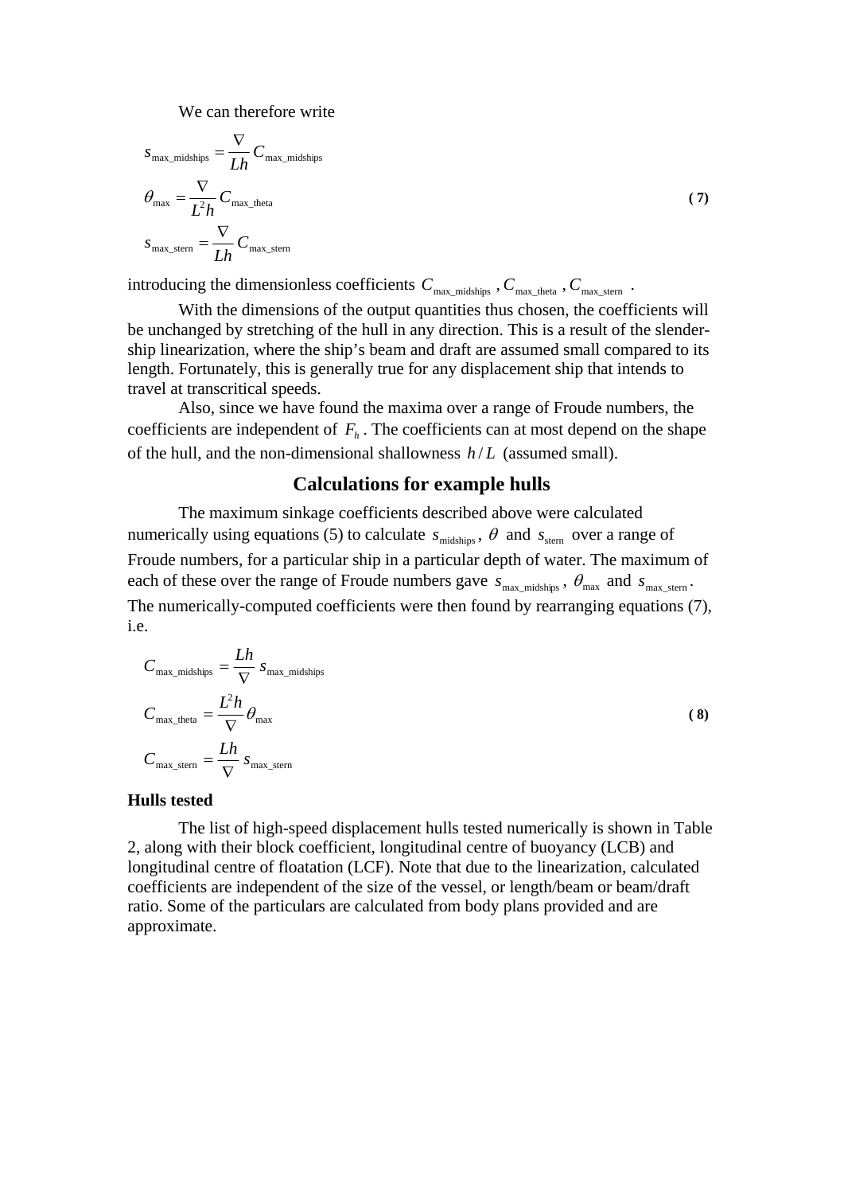We can therefore write

$$
\begin{aligned}
s_{\text{max\_midships}} &= \frac{\nabla}{Lh} C_{\text{max\_midships}} \\
\theta_{\text{max}} &= \frac{\nabla}{L^2 h} C_{\text{max\_theta}} \\
s_{\text{max\_stern}} &= \frac{\nabla}{Lh} C_{\text{max\_stern}}
\end{aligned} \tag{7}
$$

introducing the dimensionless coefficients $C_{\text{max\_midships}}$ , $C_{\text{max\_theta}}$ , $C_{\text{max\_stern}}$ .

With the dimensions of the output quantities thus chosen, the coefficients will be unchanged by stretching of the hull in any direction. This is a result of the slender-ship linearization, where the ship's beam and draft are assumed small compared to its length. Fortunately, this is generally true for any displacement ship that intends to travel at transcritical speeds.

Also, since we have found the maxima over a range of Froude numbers, the coefficients are independent of $F_h$ . The coefficients can at most depend on the shape of the hull, and the non-dimensional shallowness $h/L$ (assumed small).

## Calculations for example hulls

The maximum sinkage coefficients described above were calculated numerically using equations (5) to calculate $s_{\text{midships}}$ , $\theta$ and $s_{\text{stern}}$ over a range of Froude numbers, for a particular ship in a particular depth of water. The maximum of each of these over the range of Froude numbers gave $s_{\text{max\_midships}}$ , $\theta_{\text{max}}$ and $s_{\text{max\_stern}}$ . The numerically-computed coefficients were then found by rearranging equations (7), i.e.

$$
\begin{aligned}
C_{\text{max\_midships}} &= \frac{Lh}{\nabla} s_{\text{max\_midships}} \\
C_{\text{max\_theta}} &= \frac{L^2 h}{\nabla} \theta_{\text{max}} \\
C_{\text{max\_stern}} &= \frac{Lh}{\nabla} s_{\text{max\_stern}}
\end{aligned} \tag{8}
$$

### Hulls tested

The list of high-speed displacement hulls tested numerically is shown in Table 2, along with their block coefficient, longitudinal centre of buoyancy (LCB) and longitudinal centre of floatation (LCF). Note that due to the linearization, calculated coefficients are independent of the size of the vessel, or length/beam or beam/draft ratio. Some of the particulars are calculated from body plans provided and are approximate.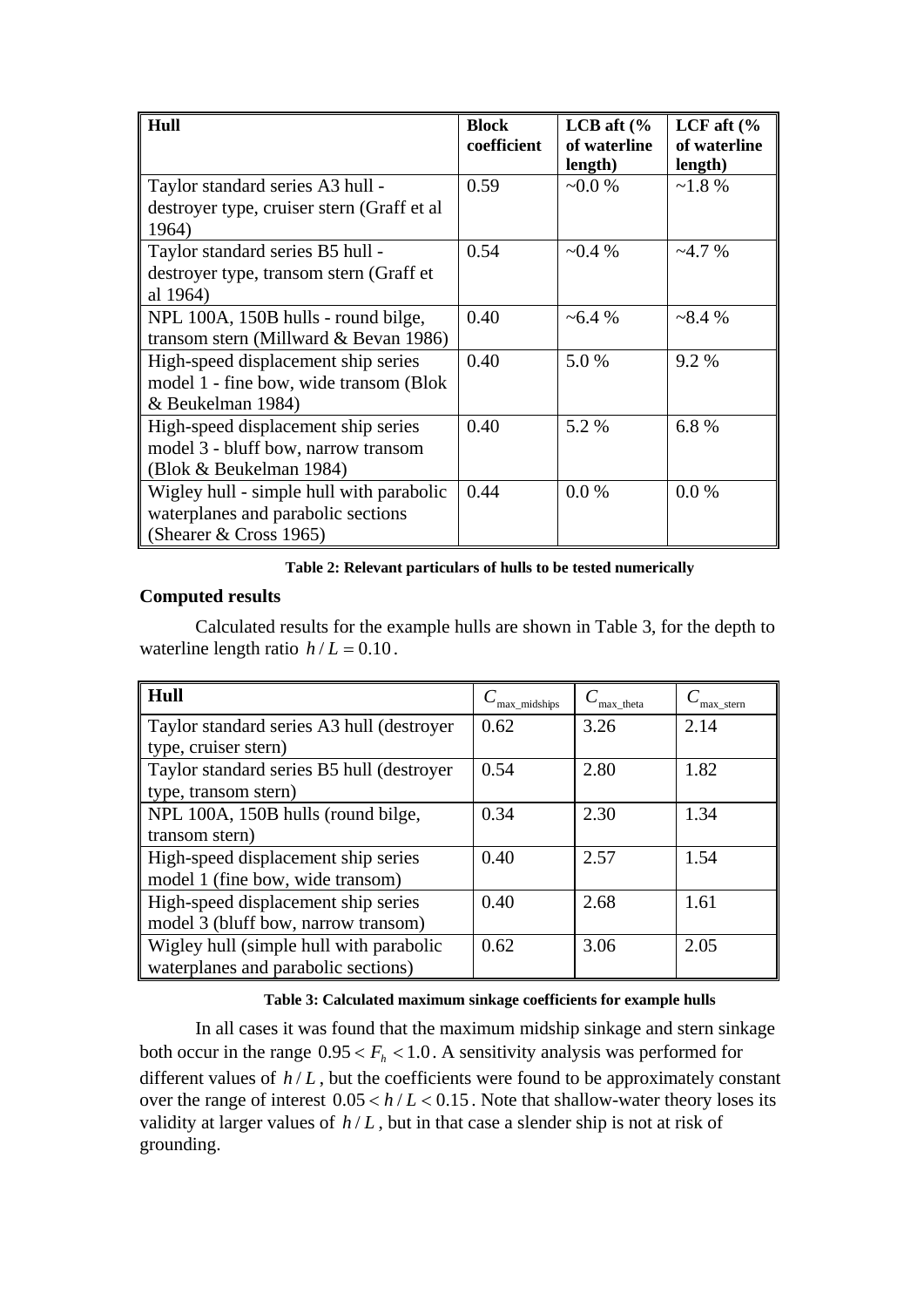| Hull | Block coefficient | LCB aft (% of waterline length) | LCF aft (% of waterline length) |
| --- | --- | --- | --- |
| Taylor standard series A3 hull - destroyer type, cruiser stern (Graff et al 1964) | 0.59 | ~0.0 % | ~1.8 % |
| Taylor standard series B5 hull - destroyer type, transom stern (Graff et al 1964) | 0.54 | ~0.4 % | ~4.7 % |
| NPL 100A, 150B hulls - round bilge, transom stern (Millward & Bevan 1986) | 0.40 | ~6.4 % | ~8.4 % |
| High-speed displacement ship series model 1 - fine bow, wide transom (Blok & Beukelman 1984) | 0.40 | 5.0 % | 9.2 % |
| High-speed displacement ship series model 3 - bluff bow, narrow transom (Blok & Beukelman 1984) | 0.40 | 5.2 % | 6.8 % |
| Wigley hull - simple hull with parabolic waterplanes and parabolic sections (Shearer & Cross 1965) | 0.44 | 0.0 % | 0.0 % |

**Table 2: Relevant particulars of hulls to be tested numerically**

### Computed results

Calculated results for the example hulls are shown in Table 3, for the depth to waterline length ratio $h/L = 0.10$.

| Hull | $C_{\text{max\_midships}}$ | $C_{\text{max\_theta}}$ | $C_{\text{max\_stern}}$ |
| --- | --- | --- | --- |
| Taylor standard series A3 hull (destroyer type, cruiser stern) | 0.62 | 3.26 | 2.14 |
| Taylor standard series B5 hull (destroyer type, transom stern) | 0.54 | 2.80 | 1.82 |
| NPL 100A, 150B hulls (round bilge, transom stern) | 0.34 | 2.30 | 1.34 |
| High-speed displacement ship series model 1 (fine bow, wide transom) | 0.40 | 2.57 | 1.54 |
| High-speed displacement ship series model 3 (bluff bow, narrow transom) | 0.40 | 2.68 | 1.61 |
| Wigley hull (simple hull with parabolic waterplanes and parabolic sections) | 0.62 | 3.06 | 2.05 |

**Table 3: Calculated maximum sinkage coefficients for example hulls**

In all cases it was found that the maximum midship sinkage and stern sinkage both occur in the range $0.95 < F_h < 1.0$. A sensitivity analysis was performed for different values of $h/L$, but the coefficients were found to be approximately constant over the range of interest $0.05 < h/L < 0.15$. Note that shallow-water theory loses its validity at larger values of $h/L$, but in that case a slender ship is not at risk of grounding.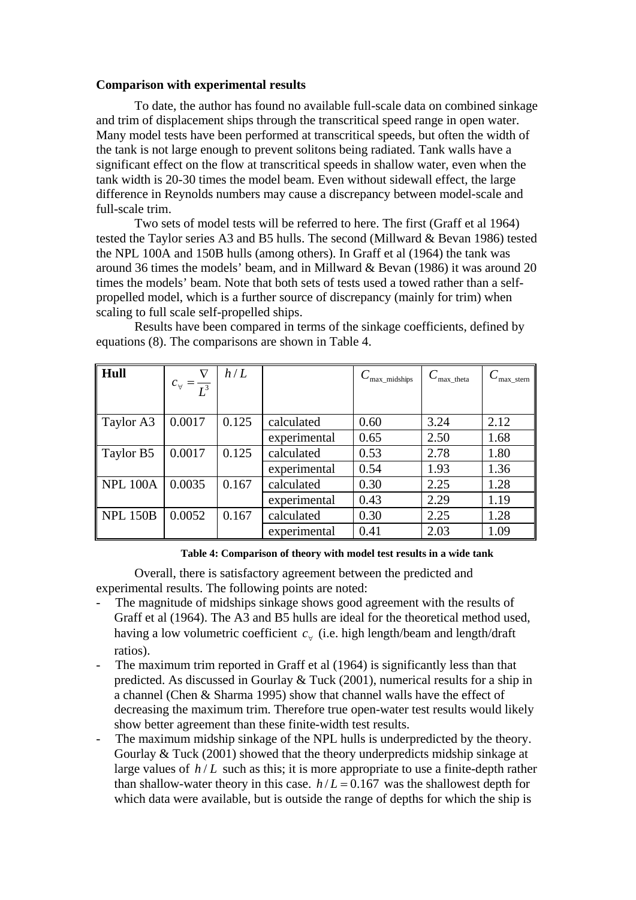**Comparison with experimental results**

To date, the author has found no available full-scale data on combined sinkage and trim of displacement ships through the transcritical speed range in open water. Many model tests have been performed at transcritical speeds, but often the width of the tank is not large enough to prevent solitons being radiated. Tank walls have a significant effect on the flow at transcritical speeds in shallow water, even when the tank width is 20-30 times the model beam. Even without sidewall effect, the large difference in Reynolds numbers may cause a discrepancy between model-scale and full-scale trim.

Two sets of model tests will be referred to here. The first (Graff et al 1964) tested the Taylor series A3 and B5 hulls. The second (Millward & Bevan 1986) tested the NPL 100A and 150B hulls (among others). In Graff et al (1964) the tank was around 36 times the models' beam, and in Millward & Bevan (1986) it was around 20 times the models' beam. Note that both sets of tests used a towed rather than a self-propelled model, which is a further source of discrepancy (mainly for trim) when scaling to full scale self-propelled ships.

Results have been compared in terms of the sinkage coefficients, defined by equations (8). The comparisons are shown in Table 4.

| Hull | $c_\forall = \frac{\nabla}{L^3}$ | $h/L$ | | $C_{\max\_midships}$ | $C_{\max\_theta}$ | $C_{\max\_stern}$ |
|---|---|---|---|---|---|---|
| Taylor A3 | 0.0017 | 0.125 | calculated | 0.60 | 3.24 | 2.12 |
| | | | experimental | 0.65 | 2.50 | 1.68 |
| Taylor B5 | 0.0017 | 0.125 | calculated | 0.53 | 2.78 | 1.80 |
| | | | experimental | 0.54 | 1.93 | 1.36 |
| NPL 100A | 0.0035 | 0.167 | calculated | 0.30 | 2.25 | 1.28 |
| | | | experimental | 0.43 | 2.29 | 1.19 |
| NPL 150B | 0.0052 | 0.167 | calculated | 0.30 | 2.25 | 1.28 |
| | | | experimental | 0.41 | 2.03 | 1.09 |

**Table 4: Comparison of theory with model test results in a wide tank**

Overall, there is satisfactory agreement between the predicted and experimental results. The following points are noted:

- The magnitude of midships sinkage shows good agreement with the results of Graff et al (1964). The A3 and B5 hulls are ideal for the theoretical method used, having a low volumetric coefficient $c_\forall$ (i.e. high length/beam and length/draft ratios).
- The maximum trim reported in Graff et al (1964) is significantly less than that predicted. As discussed in Gourlay & Tuck (2001), numerical results for a ship in a channel (Chen & Sharma 1995) show that channel walls have the effect of decreasing the maximum trim. Therefore true open-water test results would likely show better agreement than these finite-width test results.
- The maximum midship sinkage of the NPL hulls is underpredicted by the theory. Gourlay & Tuck (2001) showed that the theory underpredicts midship sinkage at large values of $h/L$ such as this; it is more appropriate to use a finite-depth rather than shallow-water theory in this case. $h/L = 0.167$ was the shallowest depth for which data were available, but is outside the range of depths for which the ship is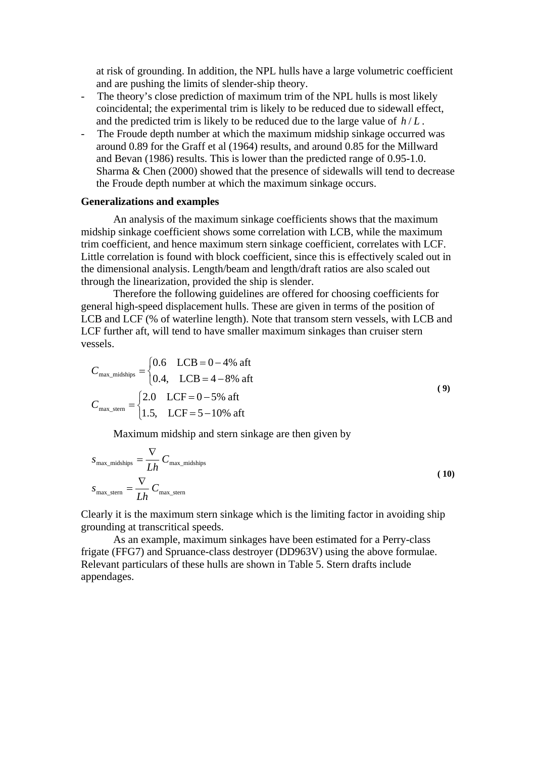at risk of grounding. In addition, the NPL hulls have a large volumetric coefficient and are pushing the limits of slender-ship theory.

- The theory's close prediction of maximum trim of the NPL hulls is most likely coincidental; the experimental trim is likely to be reduced due to sidewall effect, and the predicted trim is likely to be reduced due to the large value of $h/L$.
- The Froude depth number at which the maximum midship sinkage occurred was around 0.89 for the Graff et al (1964) results, and around 0.85 for the Millward and Bevan (1986) results. This is lower than the predicted range of 0.95-1.0. Sharma & Chen (2000) showed that the presence of sidewalls will tend to decrease the Froude depth number at which the maximum sinkage occurs.

**Generalizations and examples**

An analysis of the maximum sinkage coefficients shows that the maximum midship sinkage coefficient shows some correlation with LCB, while the maximum trim coefficient, and hence maximum stern sinkage coefficient, correlates with LCF. Little correlation is found with block coefficient, since this is effectively scaled out in the dimensional analysis. Length/beam and length/draft ratios are also scaled out through the linearization, provided the ship is slender.

Therefore the following guidelines are offered for choosing coefficients for general high-speed displacement hulls. These are given in terms of the position of LCB and LCF (% of waterline length). Note that transom stern vessels, with LCB and LCF further aft, will tend to have smaller maximum sinkages than cruiser stern vessels.

$$
\begin{aligned}
C_{\text{max\_midships}} &= \begin{cases} 0.6 & \text{LCB} = 0-4\% \text{ aft} \\ 0.4, & \text{LCB} = 4-8\% \text{ aft} \end{cases} \\
C_{\text{max\_stern}} &= \begin{cases} 2.0 & \text{LCF} = 0-5\% \text{ aft} \\ 1.5, & \text{LCF} = 5-10\% \text{ aft} \end{cases}
\end{aligned}
\tag{9}
$$

Maximum midship and stern sinkage are then given by

$$
\begin{aligned}
s_{\text{max\_midships}} &= \frac{\nabla}{Lh} C_{\text{max\_midships}} \\
s_{\text{max\_stern}} &= \frac{\nabla}{Lh} C_{\text{max\_stern}}
\end{aligned}
\tag{10}
$$

Clearly it is the maximum stern sinkage which is the limiting factor in avoiding ship grounding at transcritical speeds.

As an example, maximum sinkages have been estimated for a Perry-class frigate (FFG7) and Spruance-class destroyer (DD963V) using the above formulae. Relevant particulars of these hulls are shown in Table 5. Stern drafts include appendages.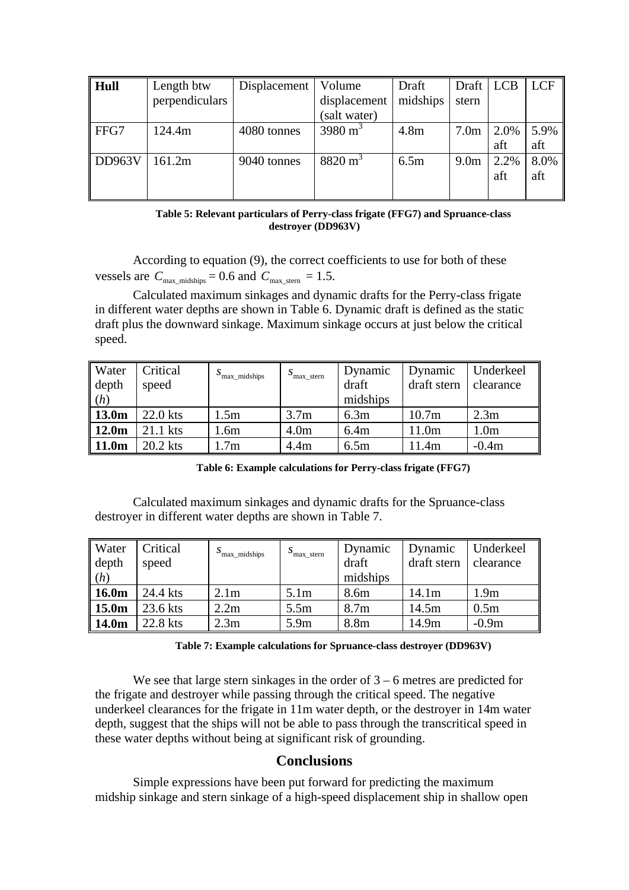| **Hull** | Length btw perpendiculars | Displacement | Volume displacement (salt water) | Draft midships | Draft stern | LCB | LCF |
|---|---|---|---|---|---|---|---|
| FFG7 | 124.4m | 4080 tonnes | 3980 $m^3$ | 4.8m | 7.0m | 2.0% aft | 5.9% aft |
| DD963V | 161.2m | 9040 tonnes | 8820 $m^3$ | 6.5m | 9.0m | 2.2% aft | 8.0% aft |

**Table 5: Relevant particulars of Perry-class frigate (FFG7) and Spruance-class destroyer (DD963V)**

According to equation (9), the correct coefficients to use for both of these vessels are $C_{\text{max\_midships}} = 0.6$ and $C_{\text{max\_stern}} = 1.5$.

Calculated maximum sinkages and dynamic drafts for the Perry-class frigate in different water depths are shown in Table 6. Dynamic draft is defined as the static draft plus the downward sinkage. Maximum sinkage occurs at just below the critical speed.

| Water depth ($h$) | Critical speed | $s_{\text{max\_midships}}$ | $s_{\text{max\_stern}}$ | Dynamic draft midships | Dynamic draft stern | Underkeel clearance |
|---|---|---|---|---|---|---|
| **13.0m** | 22.0 kts | 1.5m | 3.7m | 6.3m | 10.7m | 2.3m |
| **12.0m** | 21.1 kts | 1.6m | 4.0m | 6.4m | 11.0m | 1.0m |
| **11.0m** | 20.2 kts | 1.7m | 4.4m | 6.5m | 11.4m | -0.4m |

**Table 6: Example calculations for Perry-class frigate (FFG7)**

Calculated maximum sinkages and dynamic drafts for the Spruance-class destroyer in different water depths are shown in Table 7.

| Water depth ($h$) | Critical speed | $s_{\text{max\_midships}}$ | $s_{\text{max\_stern}}$ | Dynamic draft midships | Dynamic draft stern | Underkeel clearance |
|---|---|---|---|---|---|---|
| **16.0m** | 24.4 kts | 2.1m | 5.1m | 8.6m | 14.1m | 1.9m |
| **15.0m** | 23.6 kts | 2.2m | 5.5m | 8.7m | 14.5m | 0.5m |
| **14.0m** | 22.8 kts | 2.3m | 5.9m | 8.8m | 14.9m | -0.9m |

**Table 7: Example calculations for Spruance-class destroyer (DD963V)**

We see that large stern sinkages in the order of 3 – 6 metres are predicted for the frigate and destroyer while passing through the critical speed. The negative underkeel clearances for the frigate in 11m water depth, or the destroyer in 14m water depth, suggest that the ships will not be able to pass through the transcritical speed in these water depths without being at significant risk of grounding.

## Conclusions

Simple expressions have been put forward for predicting the maximum midship sinkage and stern sinkage of a high-speed displacement ship in shallow open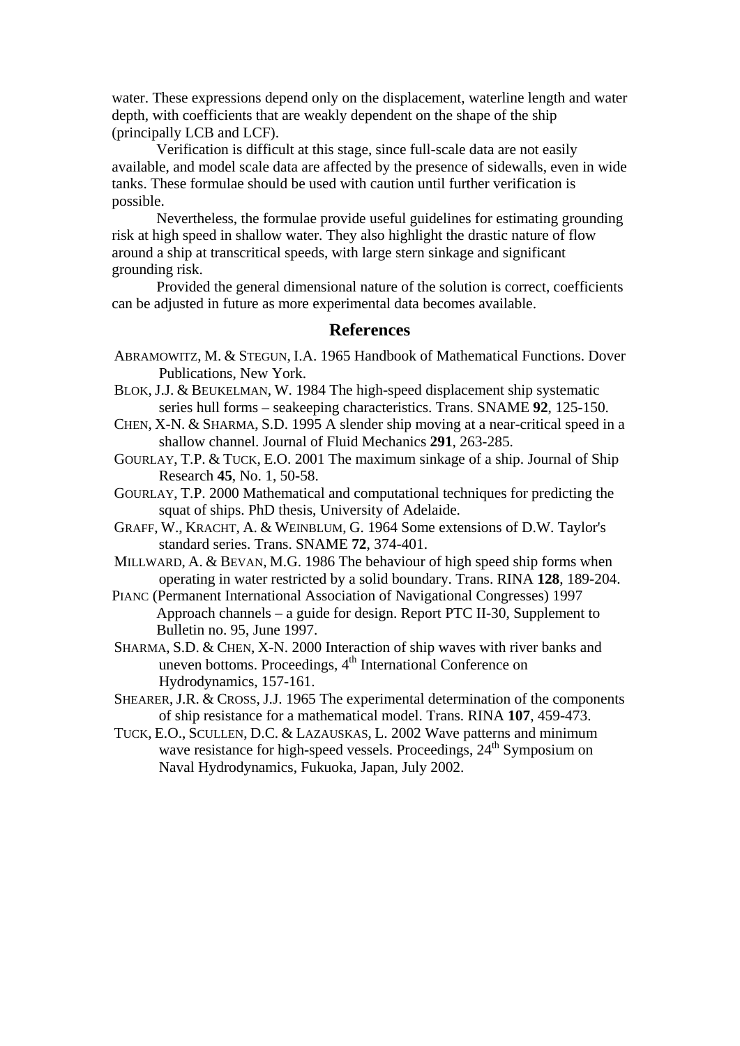water. These expressions depend only on the displacement, waterline length and water depth, with coefficients that are weakly dependent on the shape of the ship (principally LCB and LCF).

Verification is difficult at this stage, since full-scale data are not easily available, and model scale data are affected by the presence of sidewalls, even in wide tanks. These formulae should be used with caution until further verification is possible.

Nevertheless, the formulae provide useful guidelines for estimating grounding risk at high speed in shallow water. They also highlight the drastic nature of flow around a ship at transcritical speeds, with large stern sinkage and significant grounding risk.

Provided the general dimensional nature of the solution is correct, coefficients can be adjusted in future as more experimental data becomes available.

## References

ABRAMOWITZ, M. & STEGUN, I.A. 1965 Handbook of Mathematical Functions. Dover Publications, New York.

BLOK, J.J. & BEUKELMAN, W. 1984 The high-speed displacement ship systematic series hull forms – seakeeping characteristics. Trans. SNAME **92**, 125-150.

CHEN, X-N. & SHARMA, S.D. 1995 A slender ship moving at a near-critical speed in a shallow channel. Journal of Fluid Mechanics **291**, 263-285.

GOURLAY, T.P. & TUCK, E.O. 2001 The maximum sinkage of a ship. Journal of Ship Research **45**, No. 1, 50-58.

GOURLAY, T.P. 2000 Mathematical and computational techniques for predicting the squat of ships. PhD thesis, University of Adelaide.

GRAFF, W., KRACHT, A. & WEINBLUM, G. 1964 Some extensions of D.W. Taylor's standard series. Trans. SNAME **72**, 374-401.

MILLWARD, A. & BEVAN, M.G. 1986 The behaviour of high speed ship forms when operating in water restricted by a solid boundary. Trans. RINA **128**, 189-204.

PIANC (Permanent International Association of Navigational Congresses) 1997 Approach channels – a guide for design. Report PTC II-30, Supplement to Bulletin no. 95, June 1997.

SHARMA, S.D. & CHEN, X-N. 2000 Interaction of ship waves with river banks and uneven bottoms. Proceedings, 4th International Conference on Hydrodynamics, 157-161.

SHEARER, J.R. & CROSS, J.J. 1965 The experimental determination of the components of ship resistance for a mathematical model. Trans. RINA **107**, 459-473.

TUCK, E.O., SCULLEN, D.C. & LAZAUSKAS, L. 2002 Wave patterns and minimum wave resistance for high-speed vessels. Proceedings, 24th Symposium on Naval Hydrodynamics, Fukuoka, Japan, July 2002.